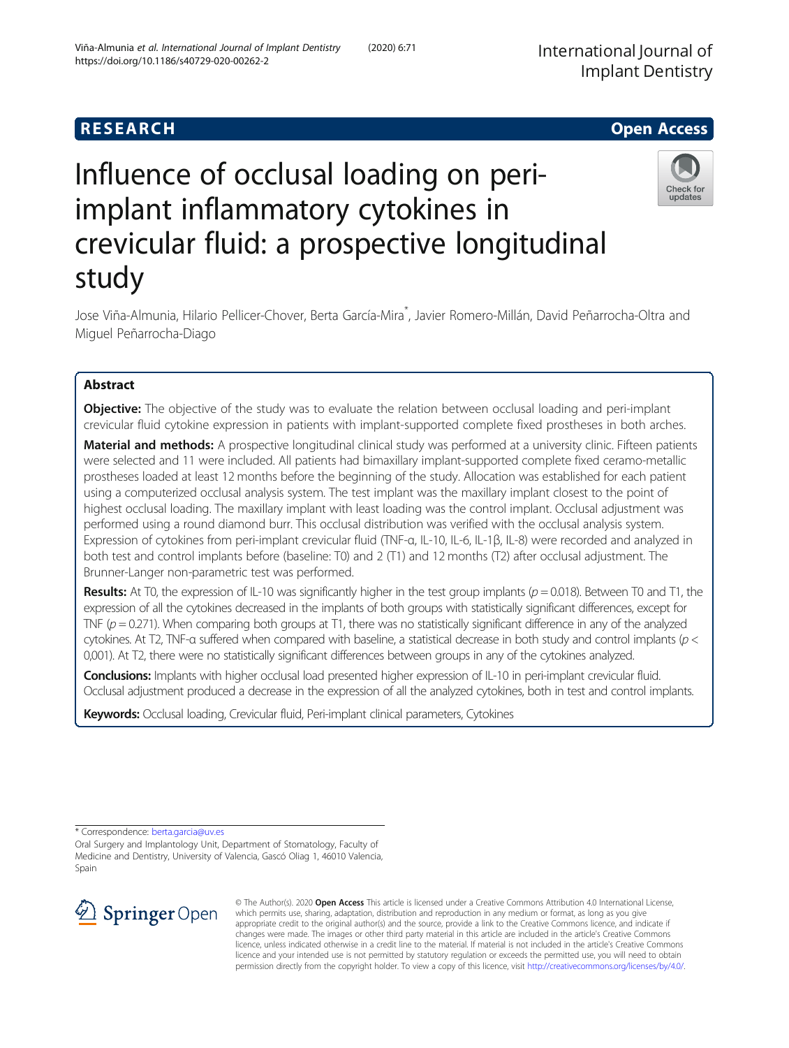RESEARCH

Open Access

# Influence of occlusal loading on peri-implant inflammatory cytokines in crevicular fluid: a prospective longitudinal study

Jose Viña-Almunia, Hilario Pellicer-Chover, Berta García-Mira*, Javier Romero-Millán, David Peñarrocha-Oltra and Miguel Peñarrocha-Diago

## Abstract

**Objective:** The objective of the study was to evaluate the relation between occlusal loading and peri-implant crevicular fluid cytokine expression in patients with implant-supported complete fixed prostheses in both arches.

**Material and methods:** A prospective longitudinal clinical study was performed at a university clinic. Fifteen patients were selected and 11 were included. All patients had bimaxillary implant-supported complete fixed ceramo-metallic prostheses loaded at least 12 months before the beginning of the study. Allocation was established for each patient using a computerized occlusal analysis system. The test implant was the maxillary implant closest to the point of highest occlusal loading. The maxillary implant with least loading was the control implant. Occlusal adjustment was performed using a round diamond burr. This occlusal distribution was verified with the occlusal analysis system. Expression of cytokines from peri-implant crevicular fluid (TNF-α, IL-10, IL-6, IL-1β, IL-8) were recorded and analyzed in both test and control implants before (baseline: T0) and 2 (T1) and 12 months (T2) after occlusal adjustment. The Brunner-Langer non-parametric test was performed.

**Results:** At T0, the expression of IL-10 was significantly higher in the test group implants ($p = 0.018$). Between T0 and T1, the expression of all the cytokines decreased in the implants of both groups with statistically significant differences, except for TNF ($p = 0.271$). When comparing both groups at T1, there was no statistically significant difference in any of the analyzed cytokines. At T2, TNF-α suffered when compared with baseline, a statistical decrease in both study and control implants ($p <$ 0,001). At T2, there were no statistically significant differences between groups in any of the cytokines analyzed.

**Conclusions:** Implants with higher occlusal load presented higher expression of IL-10 in peri-implant crevicular fluid. Occlusal adjustment produced a decrease in the expression of all the analyzed cytokines, both in test and control implants.

**Keywords:** Occlusal loading, Crevicular fluid, Peri-implant clinical parameters, Cytokines

---

* Correspondence: berta.garcia@uv.es

Oral Surgery and Implantology Unit, Department of Stomatology, Faculty of Medicine and Dentistry, University of Valencia, Gascó Oliag 1, 46010 Valencia, Spain

© The Author(s). 2020 **Open Access** This article is licensed under a Creative Commons Attribution 4.0 International License, which permits use, sharing, adaptation, distribution and reproduction in any medium or format, as long as you give appropriate credit to the original author(s) and the source, provide a link to the Creative Commons licence, and indicate if changes were made. The images or other third party material in this article are included in the article's Creative Commons licence, unless indicated otherwise in a credit line to the material. If material is not included in the article's Creative Commons licence and your intended use is not permitted by statutory regulation or exceeds the permitted use, you will need to obtain permission directly from the copyright holder. To view a copy of this licence, visit http://creativecommons.org/licenses/by/4.0/.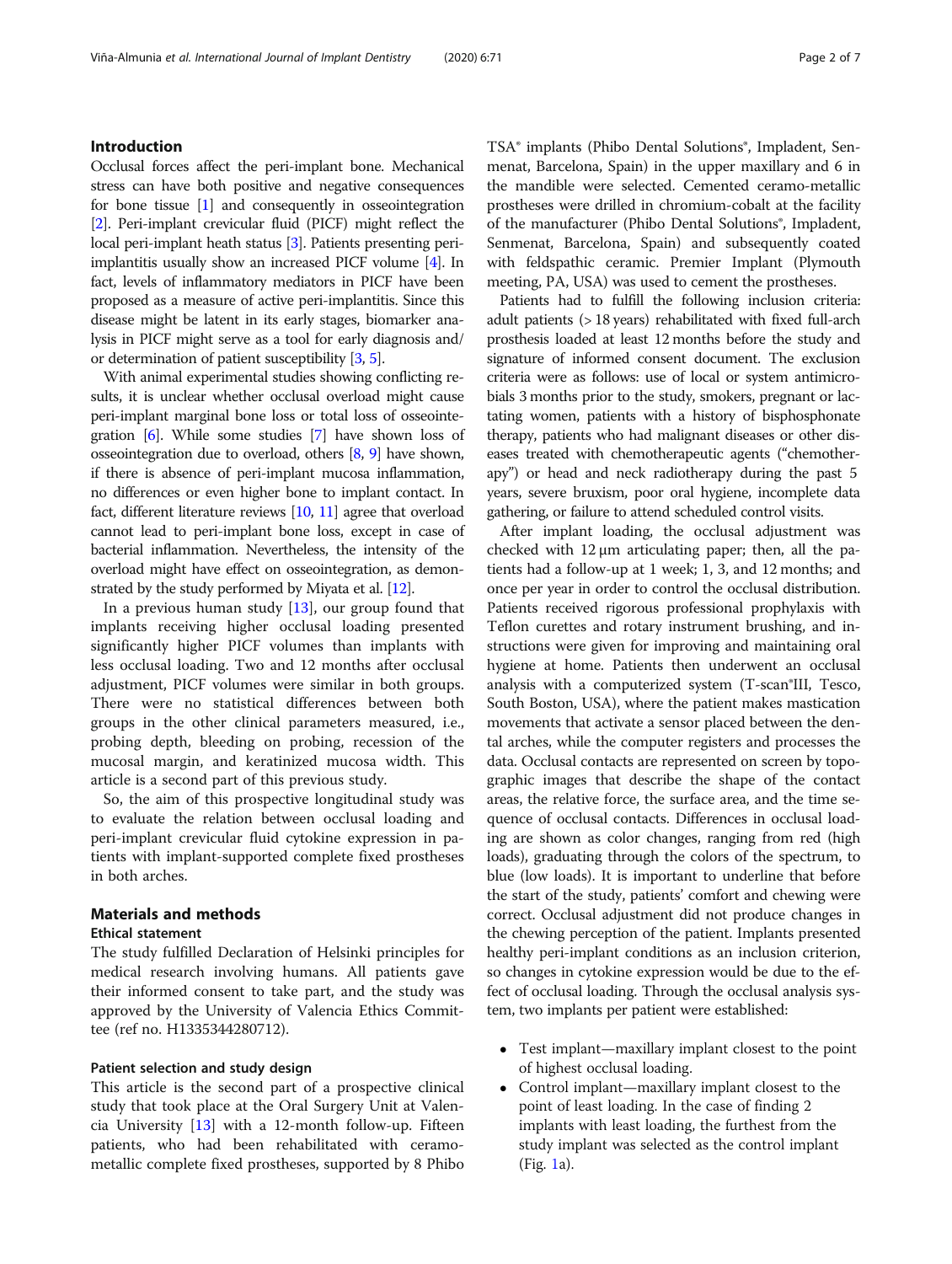## Introduction

Occlusal forces affect the peri-implant bone. Mechanical stress can have both positive and negative consequences for bone tissue [1] and consequently in osseointegration [2]. Peri-implant crevicular fluid (PICF) might reflect the local peri-implant heath status [3]. Patients presenting peri-implantitis usually show an increased PICF volume [4]. In fact, levels of inflammatory mediators in PICF have been proposed as a measure of active peri-implantitis. Since this disease might be latent in its early stages, biomarker analysis in PICF might serve as a tool for early diagnosis and/ or determination of patient susceptibility [3, 5].

With animal experimental studies showing conflicting results, it is unclear whether occlusal overload might cause peri-implant marginal bone loss or total loss of osseointegration [6]. While some studies [7] have shown loss of osseointegration due to overload, others [8, 9] have shown, if there is absence of peri-implant mucosa inflammation, no differences or even higher bone to implant contact. In fact, different literature reviews [10, 11] agree that overload cannot lead to peri-implant bone loss, except in case of bacterial inflammation. Nevertheless, the intensity of the overload might have effect on osseointegration, as demonstrated by the study performed by Miyata et al. [12].

In a previous human study [13], our group found that implants receiving higher occlusal loading presented significantly higher PICF volumes than implants with less occlusal loading. Two and 12 months after occlusal adjustment, PICF volumes were similar in both groups. There were no statistical differences between both groups in the other clinical parameters measured, i.e., probing depth, bleeding on probing, recession of the mucosal margin, and keratinized mucosa width. This article is a second part of this previous study.

So, the aim of this prospective longitudinal study was to evaluate the relation between occlusal loading and peri-implant crevicular fluid cytokine expression in patients with implant-supported complete fixed prostheses in both arches.

## Materials and methods

### Ethical statement

The study fulfilled Declaration of Helsinki principles for medical research involving humans. All patients gave their informed consent to take part, and the study was approved by the University of Valencia Ethics Committee (ref no. H1335344280712).

### Patient selection and study design

This article is the second part of a prospective clinical study that took place at the Oral Surgery Unit at Valencia University [13] with a 12-month follow-up. Fifteen patients, who had been rehabilitated with ceramo-metallic complete fixed prostheses, supported by 8 Phibo TSA® implants (Phibo Dental Solutions®, Impladent, Senmenat, Barcelona, Spain) in the upper maxillary and 6 in the mandible were selected. Cemented ceramo-metallic prostheses were drilled in chromium-cobalt at the facility of the manufacturer (Phibo Dental Solutions®, Impladent, Senmenat, Barcelona, Spain) and subsequently coated with feldspathic ceramic. Premier Implant (Plymouth meeting, PA, USA) was used to cement the prostheses.

Patients had to fulfill the following inclusion criteria: adult patients (> 18 years) rehabilitated with fixed full-arch prosthesis loaded at least 12 months before the study and signature of informed consent document. The exclusion criteria were as follows: use of local or system antimicrobials 3 months prior to the study, smokers, pregnant or lactating women, patients with a history of bisphosphonate therapy, patients who had malignant diseases or other diseases treated with chemotherapeutic agents ("chemotherapy") or head and neck radiotherapy during the past 5 years, severe bruxism, poor oral hygiene, incomplete data gathering, or failure to attend scheduled control visits.

After implant loading, the occlusal adjustment was checked with 12 μm articulating paper; then, all the patients had a follow-up at 1 week; 1, 3, and 12 months; and once per year in order to control the occlusal distribution. Patients received rigorous professional prophylaxis with Teflon curettes and rotary instrument brushing, and instructions were given for improving and maintaining oral hygiene at home. Patients then underwent an occlusal analysis with a computerized system (T-scan®III, Tesco, South Boston, USA), where the patient makes mastication movements that activate a sensor placed between the dental arches, while the computer registers and processes the data. Occlusal contacts are represented on screen by topographic images that describe the shape of the contact areas, the relative force, the surface area, and the time sequence of occlusal contacts. Differences in occlusal loading are shown as color changes, ranging from red (high loads), graduating through the colors of the spectrum, to blue (low loads). It is important to underline that before the start of the study, patients' comfort and chewing were correct. Occlusal adjustment did not produce changes in the chewing perception of the patient. Implants presented healthy peri-implant conditions as an inclusion criterion, so changes in cytokine expression would be due to the effect of occlusal loading. Through the occlusal analysis system, two implants per patient were established:

- Test implant—maxillary implant closest to the point of highest occlusal loading.
- Control implant—maxillary implant closest to the point of least loading. In the case of finding 2 implants with least loading, the furthest from the study implant was selected as the control implant (Fig. 1a).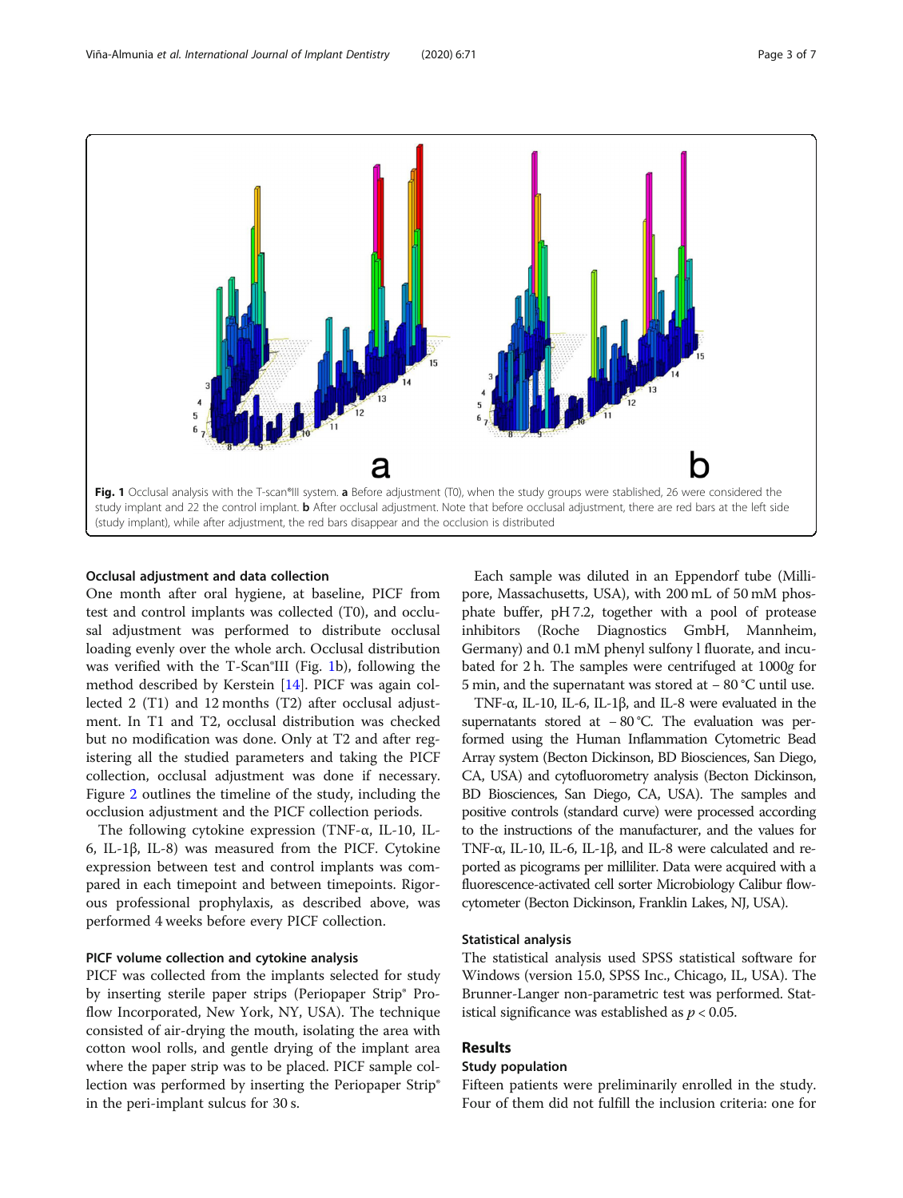Fig. 1 Occlusal analysis with the T-scan®III system. **a** Before adjustment (T0), when the study groups were stablished, 26 were considered the study implant and 22 the control implant. **b** After occlusal adjustment. Note that before occlusal adjustment, there are red bars at the left side (study implant), while after adjustment, the red bars disappear and the occlusion is distributed

### Occlusal adjustment and data collection

One month after oral hygiene, at baseline, PICF from test and control implants was collected (T0), and occlusal adjustment was performed to distribute occlusal loading evenly over the whole arch. Occlusal distribution was verified with the T-Scan®III (Fig. 1b), following the method described by Kerstein [14]. PICF was again collected 2 (T1) and 12 months (T2) after occlusal adjustment. In T1 and T2, occlusal distribution was checked but no modification was done. Only at T2 and after registering all the studied parameters and taking the PICF collection, occlusal adjustment was done if necessary. Figure 2 outlines the timeline of the study, including the occlusion adjustment and the PICF collection periods.

The following cytokine expression (TNF-α, IL-10, IL-6, IL-1β, IL-8) was measured from the PICF. Cytokine expression between test and control implants was compared in each timepoint and between timepoints. Rigorous professional prophylaxis, as described above, was performed 4 weeks before every PICF collection.

### PICF volume collection and cytokine analysis

PICF was collected from the implants selected for study by inserting sterile paper strips (Periopaper Strip® Proflow Incorporated, New York, NY, USA). The technique consisted of air-drying the mouth, isolating the area with cotton wool rolls, and gentle drying of the implant area where the paper strip was to be placed. PICF sample collection was performed by inserting the Periopaper Strip® in the peri-implant sulcus for 30 s.

Each sample was diluted in an Eppendorf tube (Millipore, Massachusetts, USA), with 200 mL of 50 mM phosphate buffer, pH 7.2, together with a pool of protease inhibitors (Roche Diagnostics GmbH, Mannheim, Germany) and 0.1 mM phenyl sulfony l fluorate, and incubated for 2 h. The samples were centrifuged at 1000*g* for 5 min, and the supernatant was stored at − 80 °C until use.

TNF-α, IL-10, IL-6, IL-1β, and IL-8 were evaluated in the supernatants stored at − 80 °C. The evaluation was performed using the Human Inflammation Cytometric Bead Array system (Becton Dickinson, BD Biosciences, San Diego, CA, USA) and cytofluorometry analysis (Becton Dickinson, BD Biosciences, San Diego, CA, USA). The samples and positive controls (standard curve) were processed according to the instructions of the manufacturer, and the values for TNF-α, IL-10, IL-6, IL-1β, and IL-8 were calculated and reported as picograms per milliliter. Data were acquired with a fluorescence-activated cell sorter Microbiology Calibur flow-cytometer (Becton Dickinson, Franklin Lakes, NJ, USA).

### Statistical analysis

The statistical analysis used SPSS statistical software for Windows (version 15.0, SPSS Inc., Chicago, IL, USA). The Brunner-Langer non-parametric test was performed. Statistical significance was established as $p < 0.05$.

## Results

### Study population

Fifteen patients were preliminarily enrolled in the study. Four of them did not fulfill the inclusion criteria: one for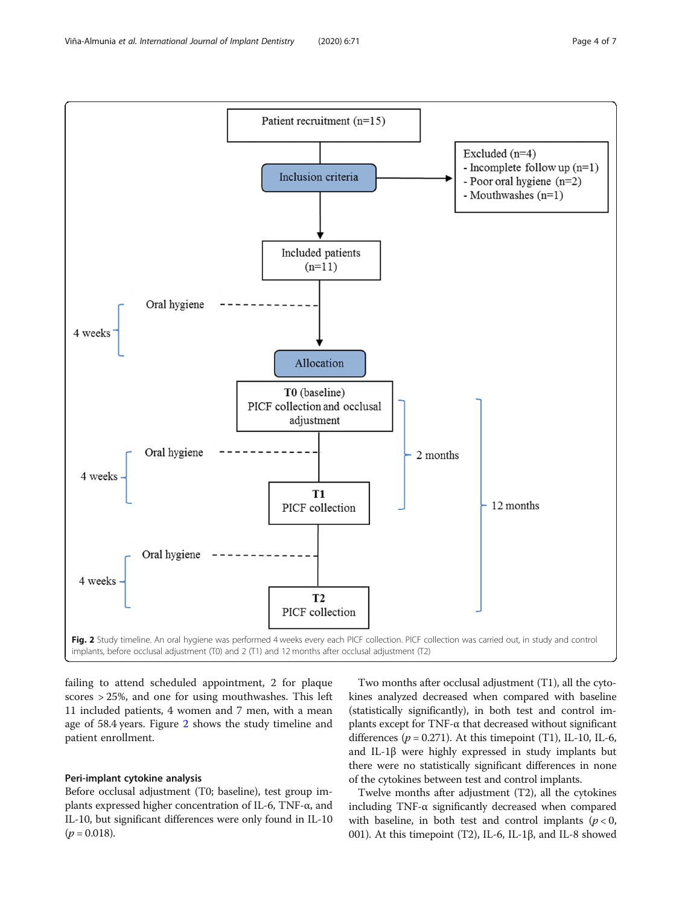Fig. 2 Study timeline. An oral hygiene was performed 4 weeks every each PICF collection. PICF collection was carried out, in study and control implants, before occlusal adjustment (T0) and 2 (T1) and 12 months after occlusal adjustment (T2)

failing to attend scheduled appointment, 2 for plaque scores > 25%, and one for using mouthwashes. This left 11 included patients, 4 women and 7 men, with a mean age of 58.4 years. Figure 2 shows the study timeline and patient enrollment.

### Peri-implant cytokine analysis

Before occlusal adjustment (T0; baseline), test group implants expressed higher concentration of IL-6, TNF-α, and IL-10, but significant differences were only found in IL-10 ($p = 0.018$).

Two months after occlusal adjustment (T1), all the cytokines analyzed decreased when compared with baseline (statistically significantly), in both test and control implants except for TNF-α that decreased without significant differences ($p = 0.271$). At this timepoint (T1), IL-10, IL-6, and IL-1β were highly expressed in study implants but there were no statistically significant differences in none of the cytokines between test and control implants.

Twelve months after adjustment (T2), all the cytokines including TNF-α significantly decreased when compared with baseline, in both test and control implants ($p < 0$, 001). At this timepoint (T2), IL-6, IL-1β, and IL-8 showed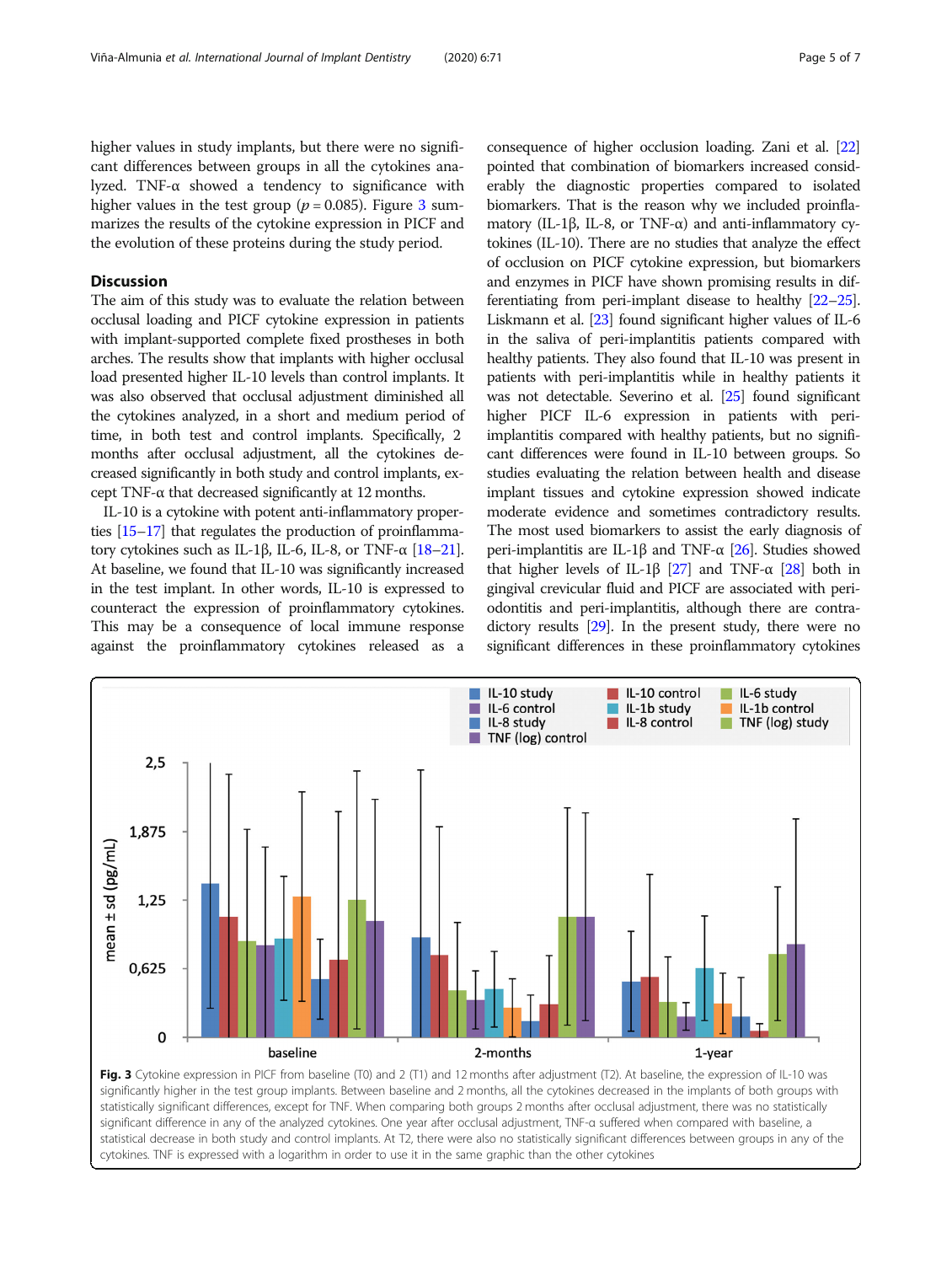higher values in study implants, but there were no significant differences between groups in all the cytokines analyzed. TNF-α showed a tendency to significance with higher values in the test group ($p = 0.085$). Figure 3 summarizes the results of the cytokine expression in PICF and the evolution of these proteins during the study period.

## Discussion

The aim of this study was to evaluate the relation between occlusal loading and PICF cytokine expression in patients with implant-supported complete fixed prostheses in both arches. The results show that implants with higher occlusal load presented higher IL-10 levels than control implants. It was also observed that occlusal adjustment diminished all the cytokines analyzed, in a short and medium period of time, in both test and control implants. Specifically, 2 months after occlusal adjustment, all the cytokines decreased significantly in both study and control implants, except TNF-α that decreased significantly at 12 months.

IL-10 is a cytokine with potent anti-inflammatory properties [15–17] that regulates the production of proinflammatory cytokines such as IL-1β, IL-6, IL-8, or TNF-α [18–21]. At baseline, we found that IL-10 was significantly increased in the test implant. In other words, IL-10 is expressed to counteract the expression of proinflammatory cytokines. This may be a consequence of local immune response against the proinflammatory cytokines released as a consequence of higher occlusion loading. Zani et al. [22] pointed that combination of biomarkers increased considerably the diagnostic properties compared to isolated biomarkers. That is the reason why we included proinflammatory (IL-1β, IL-8, or TNF-α) and anti-inflammatory cytokines (IL-10). There are no studies that analyze the effect of occlusion on PICF cytokine expression, but biomarkers and enzymes in PICF have shown promising results in differentiating from peri-implant disease to healthy [22–25]. Liskmann et al. [23] found significant higher values of IL-6 in the saliva of peri-implantitis patients compared with healthy patients. They also found that IL-10 was present in patients with peri-implantitis while in healthy patients it was not detectable. Severino et al. [25] found significant higher PICF IL-6 expression in patients with peri-implantitis compared with healthy patients, but no significant differences were found in IL-10 between groups. So studies evaluating the relation between health and disease implant tissues and cytokine expression showed indicate moderate evidence and sometimes contradictory results. The most used biomarkers to assist the early diagnosis of peri-implantitis are IL-1β and TNF-α [26]. Studies showed that higher levels of IL-1β [27] and TNF-α [28] both in gingival crevicular fluid and PICF are associated with periodontitis and peri-implantitis, although there are contradictory results [29]. In the present study, there were no significant differences in these proinflammatory cytokines

**Fig. 3** Cytokine expression in PICF from baseline (T0) and 2 (T1) and 12 months after adjustment (T2). At baseline, the expression of IL-10 was significantly higher in the test group implants. Between baseline and 2 months, all the cytokines decreased in the implants of both groups with statistically significant differences, except for TNF. When comparing both groups 2 months after occlusal adjustment, there was no statistically significant difference in any of the analyzed cytokines. One year after occlusal adjustment, TNF-α suffered when compared with baseline, a statistical decrease in both study and control implants. At T2, there were also no statistically significant differences between groups in any of the cytokines. TNF is expressed with a logarithm in order to use it in the same graphic than the other cytokines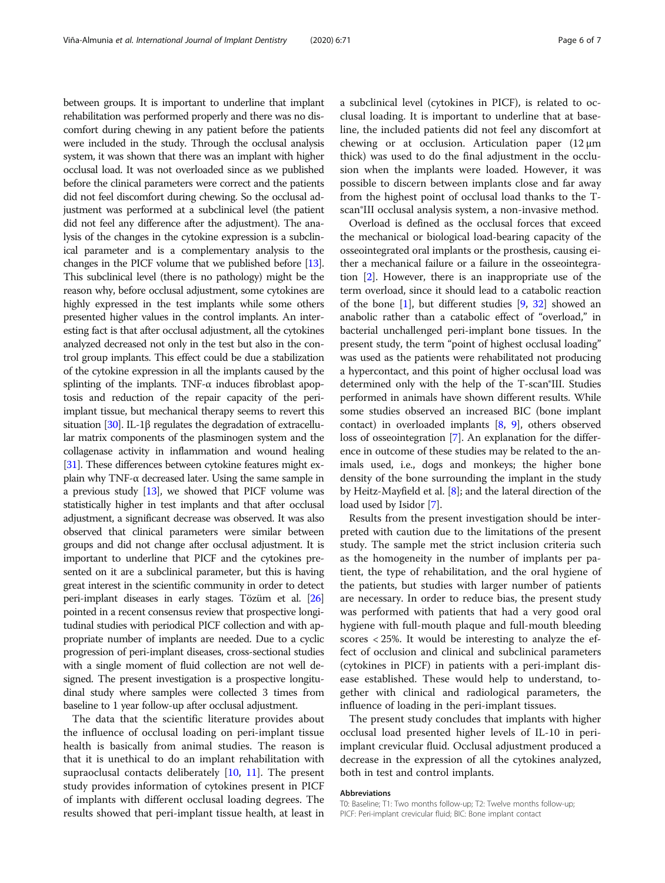between groups. It is important to underline that implant rehabilitation was performed properly and there was no discomfort during chewing in any patient before the patients were included in the study. Through the occlusal analysis system, it was shown that there was an implant with higher occlusal load. It was not overloaded since as we published before the clinical parameters were correct and the patients did not feel discomfort during chewing. So the occlusal adjustment was performed at a subclinical level (the patient did not feel any difference after the adjustment). The analysis of the changes in the cytokine expression is a subclinical parameter and is a complementary analysis to the changes in the PICF volume that we published before [13]. This subclinical level (there is no pathology) might be the reason why, before occlusal adjustment, some cytokines are highly expressed in the test implants while some others presented higher values in the control implants. An interesting fact is that after occlusal adjustment, all the cytokines analyzed decreased not only in the test but also in the control group implants. This effect could be due a stabilization of the cytokine expression in all the implants caused by the splinting of the implants. TNF-α induces fibroblast apoptosis and reduction of the repair capacity of the peri-implant tissue, but mechanical therapy seems to revert this situation [30]. IL-1β regulates the degradation of extracellular matrix components of the plasminogen system and the collagenase activity in inflammation and wound healing [31]. These differences between cytokine features might explain why TNF-α decreased later. Using the same sample in a previous study [13], we showed that PICF volume was statistically higher in test implants and that after occlusal adjustment, a significant decrease was observed. It was also observed that clinical parameters were similar between groups and did not change after occlusal adjustment. It is important to underline that PICF and the cytokines presented on it are a subclinical parameter, but this is having great interest in the scientific community in order to detect peri-implant diseases in early stages. Tözüm et al. [26] pointed in a recent consensus review that prospective longitudinal studies with periodical PICF collection and with appropriate number of implants are needed. Due to a cyclic progression of peri-implant diseases, cross-sectional studies with a single moment of fluid collection are not well designed. The present investigation is a prospective longitudinal study where samples were collected 3 times from baseline to 1 year follow-up after occlusal adjustment.

The data that the scientific literature provides about the influence of occlusal loading on peri-implant tissue health is basically from animal studies. The reason is that it is unethical to do an implant rehabilitation with supraoclusal contacts deliberately [10, 11]. The present study provides information of cytokines present in PICF of implants with different occlusal loading degrees. The results showed that peri-implant tissue health, at least in a subclinical level (cytokines in PICF), is related to occlusal loading. It is important to underline that at baseline, the included patients did not feel any discomfort at chewing or at occlusion. Articulation paper (12 μm thick) was used to do the final adjustment in the occlusion when the implants were loaded. However, it was possible to discern between implants close and far away from the highest point of occlusal load thanks to the T-scan®III occlusal analysis system, a non-invasive method.

Overload is defined as the occlusal forces that exceed the mechanical or biological load-bearing capacity of the osseointegrated oral implants or the prosthesis, causing either a mechanical failure or a failure in the osseointegration [2]. However, there is an inappropriate use of the term overload, since it should lead to a catabolic reaction of the bone [1], but different studies [9, 32] showed an anabolic rather than a catabolic effect of "overload," in bacterial unchallenged peri-implant bone tissues. In the present study, the term "point of highest occlusal loading" was used as the patients were rehabilitated not producing a hypercontact, and this point of higher occlusal load was determined only with the help of the T-scan®III. Studies performed in animals have shown different results. While some studies observed an increased BIC (bone implant contact) in overloaded implants [8, 9], others observed loss of osseointegration [7]. An explanation for the difference in outcome of these studies may be related to the animals used, i.e., dogs and monkeys; the higher bone density of the bone surrounding the implant in the study by Heitz-Mayfield et al. [8]; and the lateral direction of the load used by Isidor [7].

Results from the present investigation should be interpreted with caution due to the limitations of the present study. The sample met the strict inclusion criteria such as the homogeneity in the number of implants per patient, the type of rehabilitation, and the oral hygiene of the patients, but studies with larger number of patients are necessary. In order to reduce bias, the present study was performed with patients that had a very good oral hygiene with full-mouth plaque and full-mouth bleeding scores < 25%. It would be interesting to analyze the effect of occlusion and clinical and subclinical parameters (cytokines in PICF) in patients with a peri-implant disease established. These would help to understand, together with clinical and radiological parameters, the influence of loading in the peri-implant tissues.

The present study concludes that implants with higher occlusal load presented higher levels of IL-10 in peri-implant crevicular fluid. Occlusal adjustment produced a decrease in the expression of all the cytokines analyzed, both in test and control implants.

#### Abbreviations

T0: Baseline; T1: Two months follow-up; T2: Twelve months follow-up; PICF: Peri-implant crevicular fluid; BIC: Bone implant contact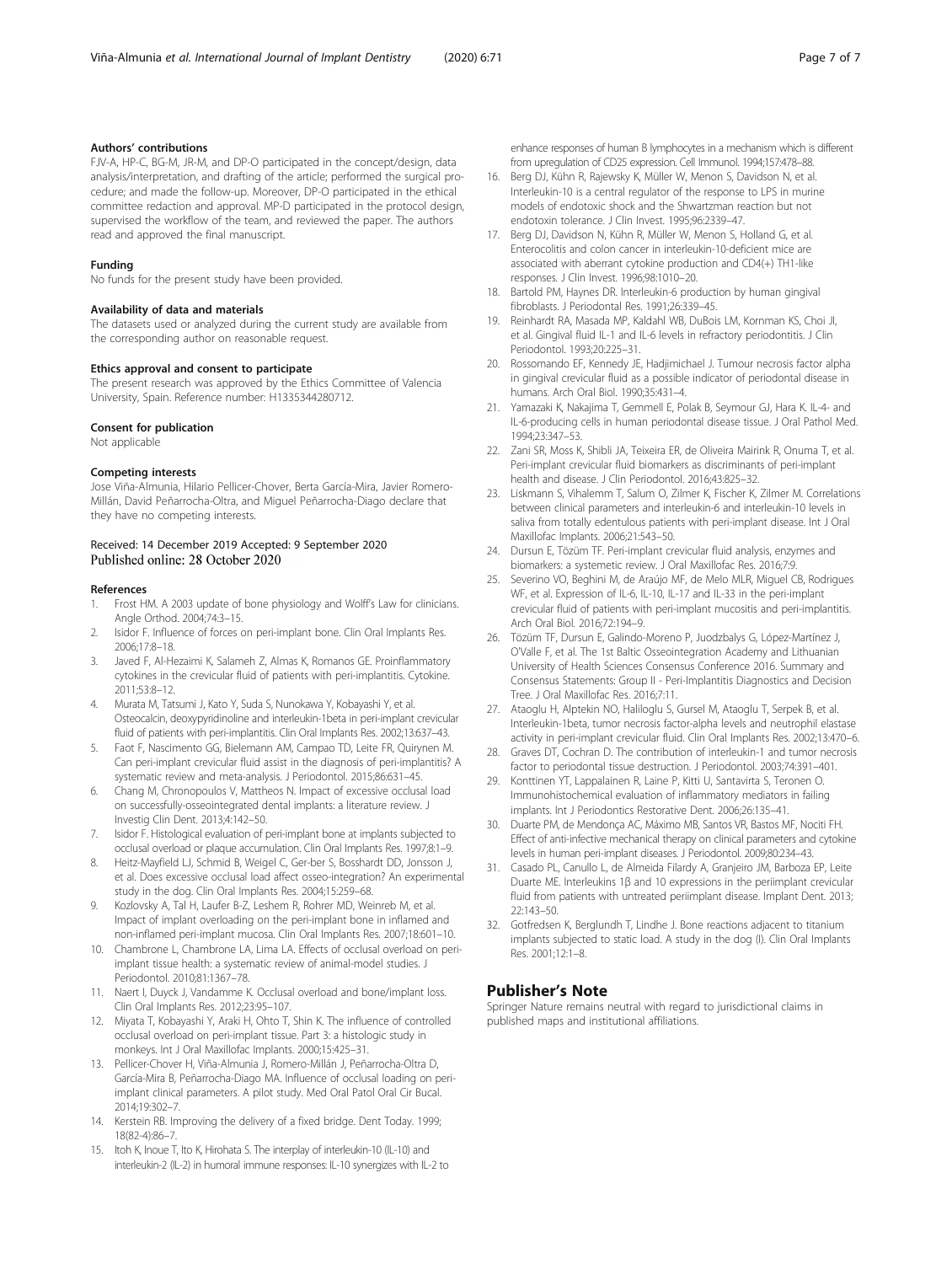#### Authors' contributions

FJV-A, HP-C, BG-M, JR-M, and DP-O participated in the concept/design, data analysis/interpretation, and drafting of the article; performed the surgical procedure; and made the follow-up. Moreover, DP-O participated in the ethical committee redaction and approval. MP-D participated in the protocol design, supervised the workflow of the team, and reviewed the paper. The authors read and approved the final manuscript.

#### Funding

No funds for the present study have been provided.

#### Availability of data and materials

The datasets used or analyzed during the current study are available from the corresponding author on reasonable request.

#### Ethics approval and consent to participate

The present research was approved by the Ethics Committee of Valencia University, Spain. Reference number: H1335344280712.

#### Consent for publication

Not applicable

#### Competing interests

Jose Viña-Almunia, Hilario Pellicer-Chover, Berta García-Mira, Javier Romero-Millán, David Peñarrocha-Oltra, and Miguel Peñarrocha-Diago declare that they have no competing interests.

Received: 14 December 2019 Accepted: 9 September 2020
Published online: 28 October 2020

#### References

1. Frost HM. A 2003 update of bone physiology and Wolff's Law for clinicians. Angle Orthod. 2004;74:3–15.
2. Isidor F. Influence of forces on peri-implant bone. Clin Oral Implants Res. 2006;17:8–18.
3. Javed F, Al-Hezaimi K, Salameh Z, Almas K, Romanos GE. Proinflammatory cytokines in the crevicular fluid of patients with peri-implantitis. Cytokine. 2011;53:8–12.
4. Murata M, Tatsumi J, Kato Y, Suda S, Nunokawa Y, Kobayashi Y, et al. Osteocalcin, deoxypyridinoline and interleukin-1beta in peri-implant crevicular fluid of patients with peri-implantitis. Clin Oral Implants Res. 2002;13:637–43.
5. Faot F, Nascimento GG, Bielemann AM, Campao TD, Leite FR, Quirynen M. Can peri-implant crevicular fluid assist in the diagnosis of peri-implantitis? A systematic review and meta-analysis. J Periodontol. 2015;86:631–45.
6. Chang M, Chronopoulos V, Mattheos N. Impact of excessive occlusal load on successfully-osseointegrated dental implants: a literature review. J Investig Clin Dent. 2013;4:142–50.
7. Isidor F. Histological evaluation of peri-implant bone at implants subjected to occlusal overload or plaque accumulation. Clin Oral Implants Res. 1997;8:1–9.
8. Heitz-Mayfield LJ, Schmid B, Weigel C, Ger-ber S, Bosshardt DD, Jonsson J, et al. Does excessive occlusal load affect osseo-integration? An experimental study in the dog. Clin Oral Implants Res. 2004;15:259–68.
9. Kozlovsky A, Tal H, Laufer B-Z, Leshem R, Rohrer MD, Weinreb M, et al. Impact of implant overloading on the peri-implant bone in inflamed and non-inflamed peri-implant mucosa. Clin Oral Implants Res. 2007;18:601–10.
10. Chambrone L, Chambrone LA, Lima LA. Effects of occlusal overload on peri-implant tissue health: a systematic review of animal-model studies. J Periodontol. 2010;81:1367–78.
11. Naert I, Duyck J, Vandamme K. Occlusal overload and bone/implant loss. Clin Oral Implants Res. 2012;23:95–107.
12. Miyata T, Kobayashi Y, Araki H, Ohto T, Shin K. The influence of controlled occlusal overload on peri-implant tissue. Part 3: a histologic study in monkeys. Int J Oral Maxillofac Implants. 2000;15:425–31.
13. Pellicer-Chover H, Viña-Almunia J, Romero-Millán J, Peñarrocha-Oltra D, García-Mira B, Peñarrocha-Diago MA. Influence of occlusal loading on peri-implant clinical parameters. A pilot study. Med Oral Patol Oral Cir Bucal. 2014;19:302–7.
14. Kerstein RB. Improving the delivery of a fixed bridge. Dent Today. 1999; 18(82-4):86–7.
15. Itoh K, Inoue T, Ito K, Hirohata S. The interplay of interleukin-10 (IL-10) and interleukin-2 (IL-2) in humoral immune responses: IL-10 synergizes with IL-2 to enhance responses of human B lymphocytes in a mechanism which is different from upregulation of CD25 expression. Cell Immunol. 1994;157:478–88.
16. Berg DJ, Kühn R, Rajewsky K, Müller W, Menon S, Davidson N, et al. Interleukin-10 is a central regulator of the response to LPS in murine models of endotoxic shock and the Shwartzman reaction but not endotoxin tolerance. J Clin Invest. 1995;96:2339–47.
17. Berg DJ, Davidson N, Kühn R, Müller W, Menon S, Holland G, et al. Enterocolitis and colon cancer in interleukin-10-deficient mice are associated with aberrant cytokine production and CD4(+) TH1-like responses. J Clin Invest. 1996;98:1010–20.
18. Bartold PM, Haynes DR. Interleukin-6 production by human gingival fibroblasts. J Periodontal Res. 1991;26:339–45.
19. Reinhardt RA, Masada MP, Kaldahl WB, DuBois LM, Kornman KS, Choi JI, et al. Gingival fluid IL-1 and IL-6 levels in refractory periodontitis. J Clin Periodontol. 1993;20:225–31.
20. Rossomando EF, Kennedy JE, Hadjimichael J. Tumour necrosis factor alpha in gingival crevicular fluid as a possible indicator of periodontal disease in humans. Arch Oral Biol. 1990;35:431–4.
21. Yamazaki K, Nakajima T, Gemmell E, Polak B, Seymour GJ, Hara K. IL-4- and IL-6-producing cells in human periodontal disease tissue. J Oral Pathol Med. 1994;23:347–53.
22. Zani SR, Moss K, Shibli JA, Teixeira ER, de Oliveira Mairink R, Onuma T, et al. Peri-implant crevicular fluid biomarkers as discriminants of peri-implant health and disease. J Clin Periodontol. 2016;43:825–32.
23. Liskmann S, Vihalemm T, Salum O, Zilmer K, Fischer K, Zilmer M. Correlations between clinical parameters and interleukin-6 and interleukin-10 levels in saliva from totally edentulous patients with peri-implant disease. Int J Oral Maxillofac Implants. 2006;21:543–50.
24. Dursun E, Tözüm TF. Peri-implant crevicular fluid analysis, enzymes and biomarkers: a systemetic review. J Oral Maxillofac Res. 2016;7:9.
25. Severino VO, Beghini M, de Araújo MF, de Melo MLR, Miguel CB, Rodrigues WF, et al. Expression of IL-6, IL-10, IL-17 and IL-33 in the peri-implant crevicular fluid of patients with peri-implant mucositis and peri-implantitis. Arch Oral Biol. 2016;72:194–9.
26. Tözüm TF, Dursun E, Galindo-Moreno P, Juodzbalys G, López-Martínez J, O'Valle F, et al. The 1st Baltic Osseointegration Academy and Lithuanian University of Health Sciences Consensus Conference 2016. Summary and Consensus Statements: Group II - Peri-Implantitis Diagnostics and Decision Tree. J Oral Maxillofac Res. 2016;7:11.
27. Ataoglu H, Alptekin NO, Haliloglu S, Gursel M, Ataoglu T, Serpek B, et al. Interleukin-1beta, tumor necrosis factor-alpha levels and neutrophil elastase activity in peri-implant crevicular fluid. Clin Oral Implants Res. 2002;13:470–6.
28. Graves DT, Cochran D. The contribution of interleukin-1 and tumor necrosis factor to periodontal tissue destruction. J Periodontol. 2003;74:391–401.
29. Konttinen YT, Lappalainen R, Laine P, Kitti U, Santavirta S, Teronen O. Immunohistochemical evaluation of inflammatory mediators in failing implants. Int J Periodontics Restorative Dent. 2006;26:135–41.
30. Duarte PM, de Mendonça AC, Máximo MB, Santos VR, Bastos MF, Nociti FH. Effect of anti-infective mechanical therapy on clinical parameters and cytokine levels in human peri-implant diseases. J Periodontol. 2009;80:234–43.
31. Casado PL, Canullo L, de Almeida Filardy A, Granjeiro JM, Barboza EP, Leite Duarte ME. Interleukins 1β and 10 expressions in the periimplant crevicular fluid from patients with untreated periimplant disease. Implant Dent. 2013; 22:143–50.
32. Gotfredsen K, Berglundh T, Lindhe J. Bone reactions adjacent to titanium implants subjected to static load. A study in the dog (I). Clin Oral Implants Res. 2001;12:1–8.

## Publisher's Note

Springer Nature remains neutral with regard to jurisdictional claims in published maps and institutional affiliations.